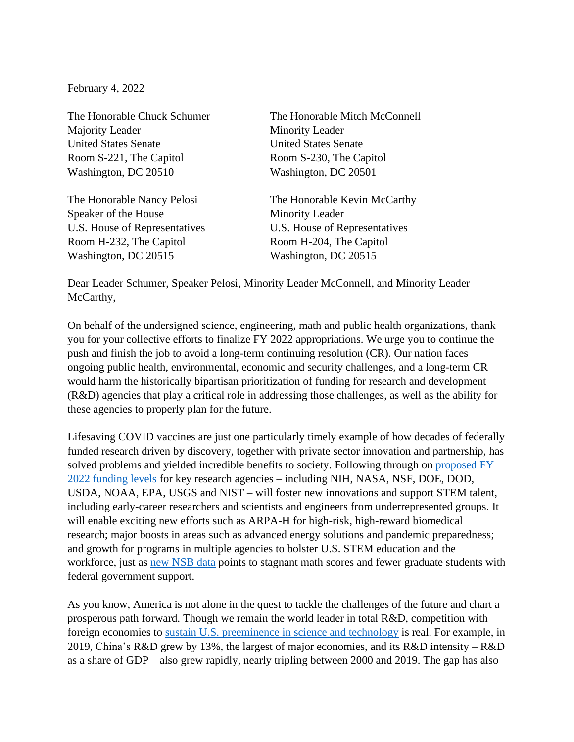February 4, 2022

The Honorable Chuck Schumer
Majority Leader
United States Senate
Room S-221, The Capitol
Washington, DC 20510

The Honorable Mitch McConnell
Minority Leader
United States Senate
Room S-230, The Capitol
Washington, DC 20501

The Honorable Nancy Pelosi
Speaker of the House
U.S. House of Representatives
Room H-232, The Capitol
Washington, DC 20515

The Honorable Kevin McCarthy
Minority Leader
U.S. House of Representatives
Room H-204, The Capitol
Washington, DC 20515

Dear Leader Schumer, Speaker Pelosi, Minority Leader McConnell, and Minority Leader McCarthy,

On behalf of the undersigned science, engineering, math and public health organizations, thank you for your collective efforts to finalize FY 2022 appropriations. We urge you to continue the push and finish the job to avoid a long-term continuing resolution (CR). Our nation faces ongoing public health, environmental, economic and security challenges, and a long-term CR would harm the historically bipartisan prioritization of funding for research and development (R&D) agencies that play a critical role in addressing those challenges, as well as the ability for these agencies to properly plan for the future.

Lifesaving COVID vaccines are just one particularly timely example of how decades of federally funded research driven by discovery, together with private sector innovation and partnership, has solved problems and yielded incredible benefits to society. Following through on proposed FY 2022 funding levels for key research agencies – including NIH, NASA, NSF, DOE, DOD, USDA, NOAA, EPA, USGS and NIST – will foster new innovations and support STEM talent, including early-career researchers and scientists and engineers from underrepresented groups. It will enable exciting new efforts such as ARPA-H for high-risk, high-reward biomedical research; major boosts in areas such as advanced energy solutions and pandemic preparedness; and growth for programs in multiple agencies to bolster U.S. STEM education and the workforce, just as new NSB data points to stagnant math scores and fewer graduate students with federal government support.

As you know, America is not alone in the quest to tackle the challenges of the future and chart a prosperous path forward. Though we remain the world leader in total R&D, competition with foreign economies to sustain U.S. preeminence in science and technology is real. For example, in 2019, China's R&D grew by 13%, the largest of major economies, and its R&D intensity – R&D as a share of GDP – also grew rapidly, nearly tripling between 2000 and 2019. The gap has also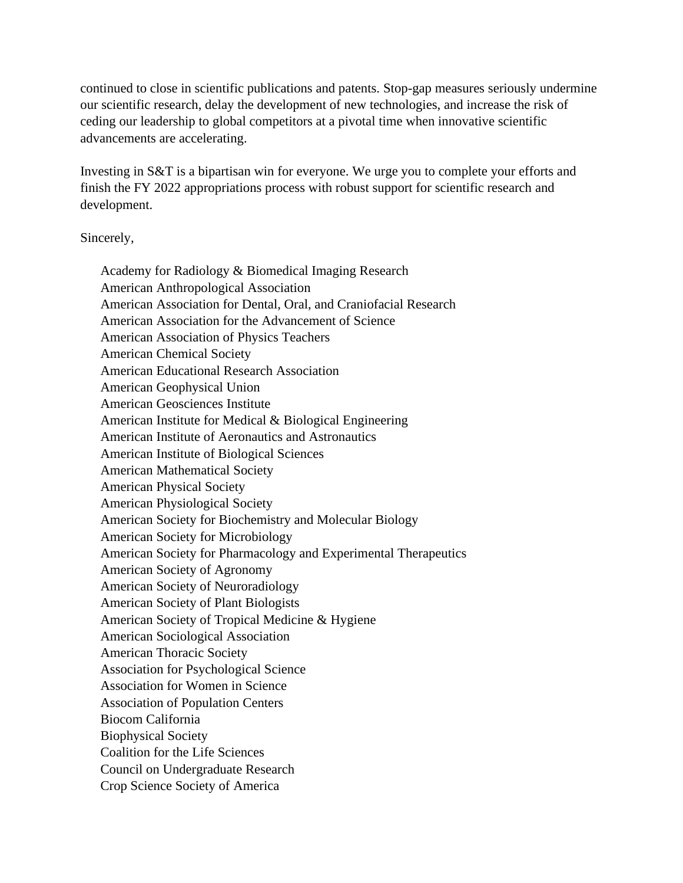continued to close in scientific publications and patents. Stop-gap measures seriously undermine our scientific research, delay the development of new technologies, and increase the risk of ceding our leadership to global competitors at a pivotal time when innovative scientific advancements are accelerating.

Investing in S&T is a bipartisan win for everyone. We urge you to complete your efforts and finish the FY 2022 appropriations process with robust support for scientific research and development.

Sincerely,

Academy for Radiology & Biomedical Imaging Research
American Anthropological Association
American Association for Dental, Oral, and Craniofacial Research
American Association for the Advancement of Science
American Association of Physics Teachers
American Chemical Society
American Educational Research Association
American Geophysical Union
American Geosciences Institute
American Institute for Medical & Biological Engineering
American Institute of Aeronautics and Astronautics
American Institute of Biological Sciences
American Mathematical Society
American Physical Society
American Physiological Society
American Society for Biochemistry and Molecular Biology
American Society for Microbiology
American Society for Pharmacology and Experimental Therapeutics
American Society of Agronomy
American Society of Neuroradiology
American Society of Plant Biologists
American Society of Tropical Medicine & Hygiene
American Sociological Association
American Thoracic Society
Association for Psychological Science
Association for Women in Science
Association of Population Centers
Biocom California
Biophysical Society
Coalition for the Life Sciences
Council on Undergraduate Research
Crop Science Society of America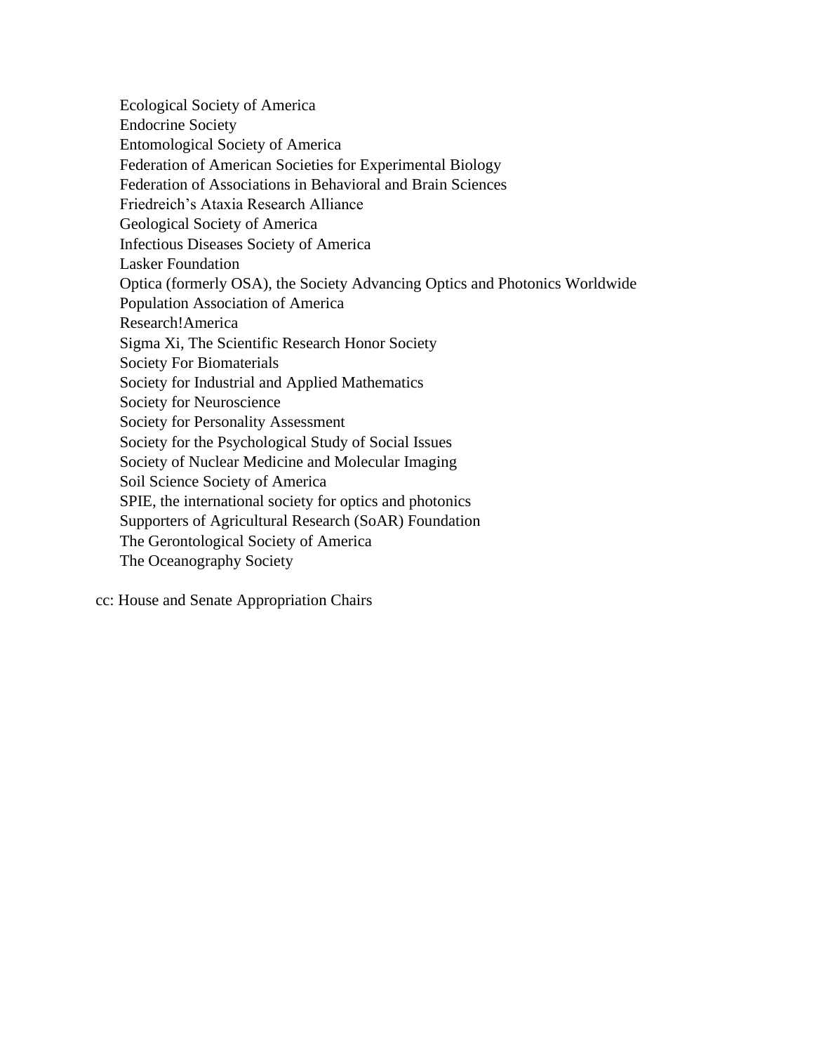Ecological Society of America
Endocrine Society
Entomological Society of America
Federation of American Societies for Experimental Biology
Federation of Associations in Behavioral and Brain Sciences
Friedreich's Ataxia Research Alliance
Geological Society of America
Infectious Diseases Society of America
Lasker Foundation
Optica (formerly OSA), the Society Advancing Optics and Photonics Worldwide
Population Association of America
Research!America
Sigma Xi, The Scientific Research Honor Society
Society For Biomaterials
Society for Industrial and Applied Mathematics
Society for Neuroscience
Society for Personality Assessment
Society for the Psychological Study of Social Issues
Society of Nuclear Medicine and Molecular Imaging
Soil Science Society of America
SPIE, the international society for optics and photonics
Supporters of Agricultural Research (SoAR) Foundation
The Gerontological Society of America
The Oceanography Society

cc: House and Senate Appropriation Chairs